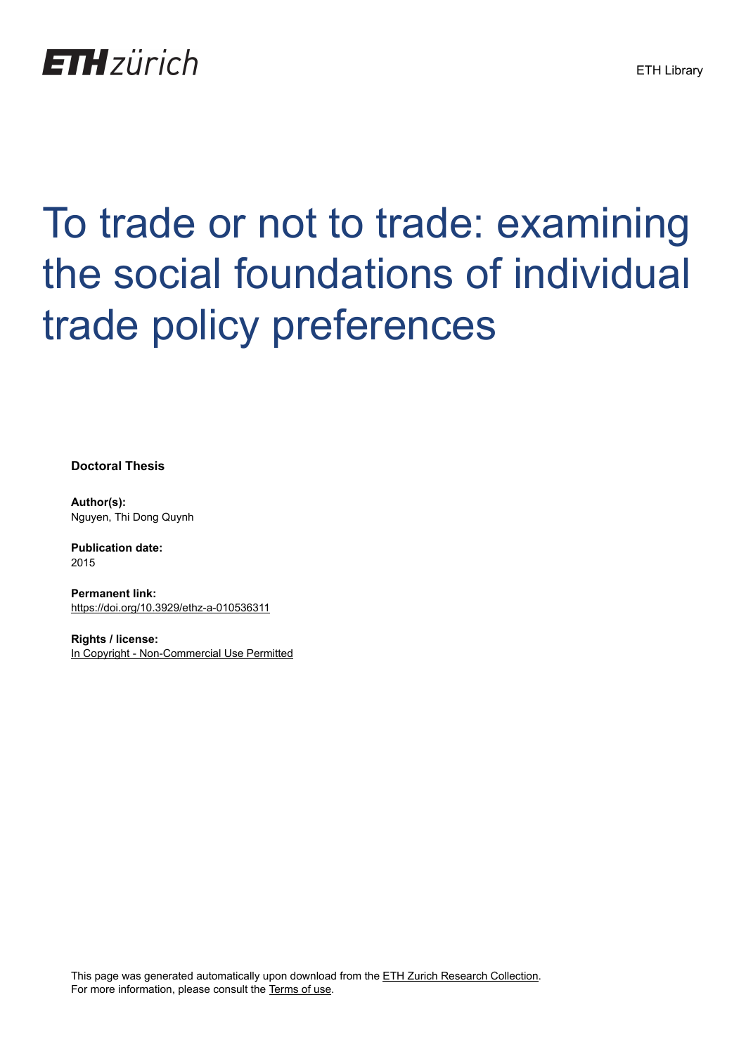ETH zürich

ETH Library

# To trade or not to trade: examining the social foundations of individual trade policy preferences

**Doctoral Thesis**

**Author(s):**
Nguyen, Thi Dong Quynh

**Publication date:**
2015

**Permanent link:**
https://doi.org/10.3929/ethz-a-010536311

**Rights / license:**
In Copyright - Non-Commercial Use Permitted

This page was generated automatically upon download from the ETH Zurich Research Collection.
For more information, please consult the Terms of use.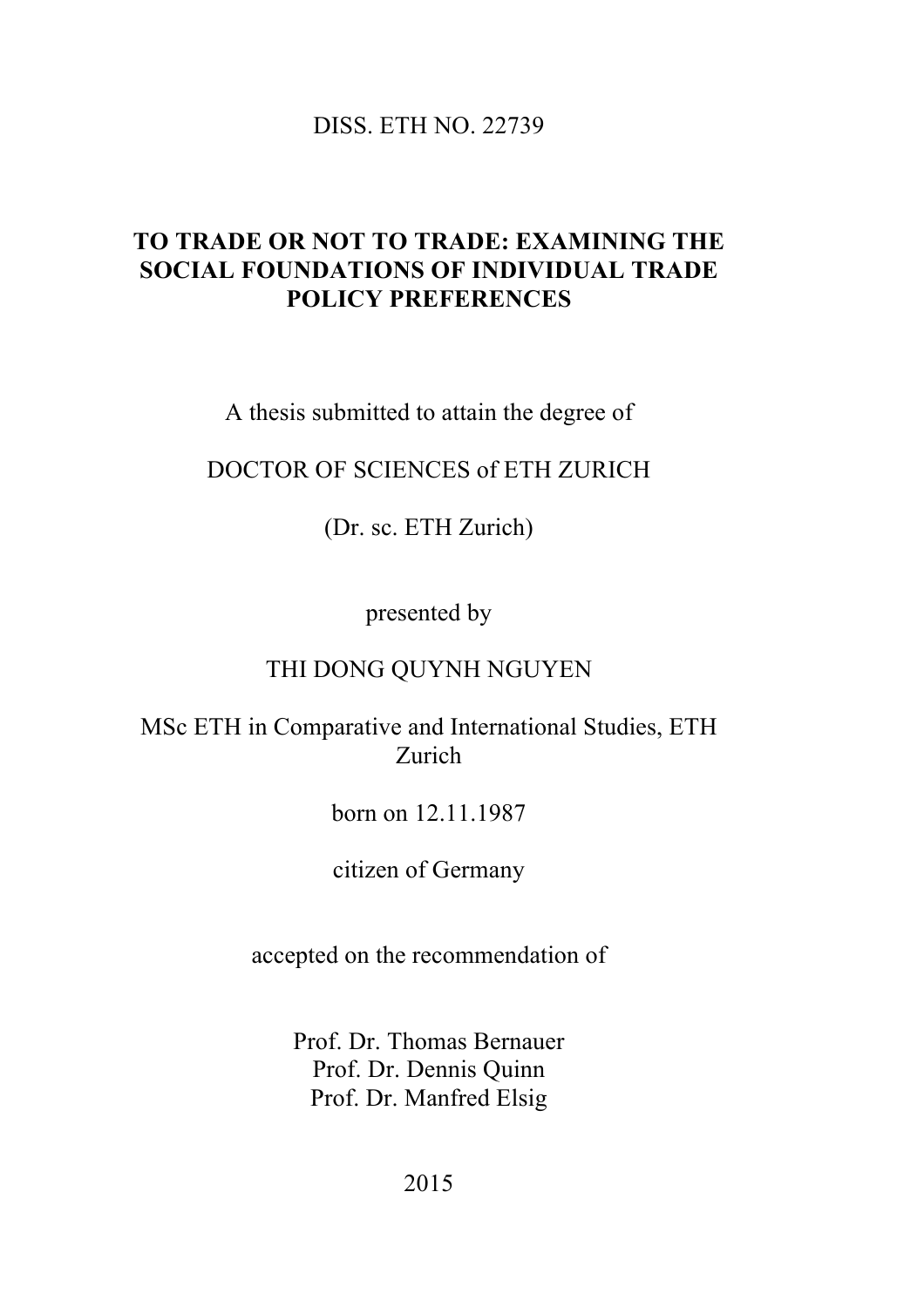DISS. ETH NO. 22739

# TO TRADE OR NOT TO TRADE: EXAMINING THE SOCIAL FOUNDATIONS OF INDIVIDUAL TRADE POLICY PREFERENCES

A thesis submitted to attain the degree of

DOCTOR OF SCIENCES of ETH ZURICH

(Dr. sc. ETH Zurich)

presented by

THI DONG QUYNH NGUYEN

MSc ETH in Comparative and International Studies, ETH Zurich

born on 12.11.1987

citizen of Germany

accepted on the recommendation of

Prof. Dr. Thomas Bernauer
Prof. Dr. Dennis Quinn
Prof. Dr. Manfred Elsig

2015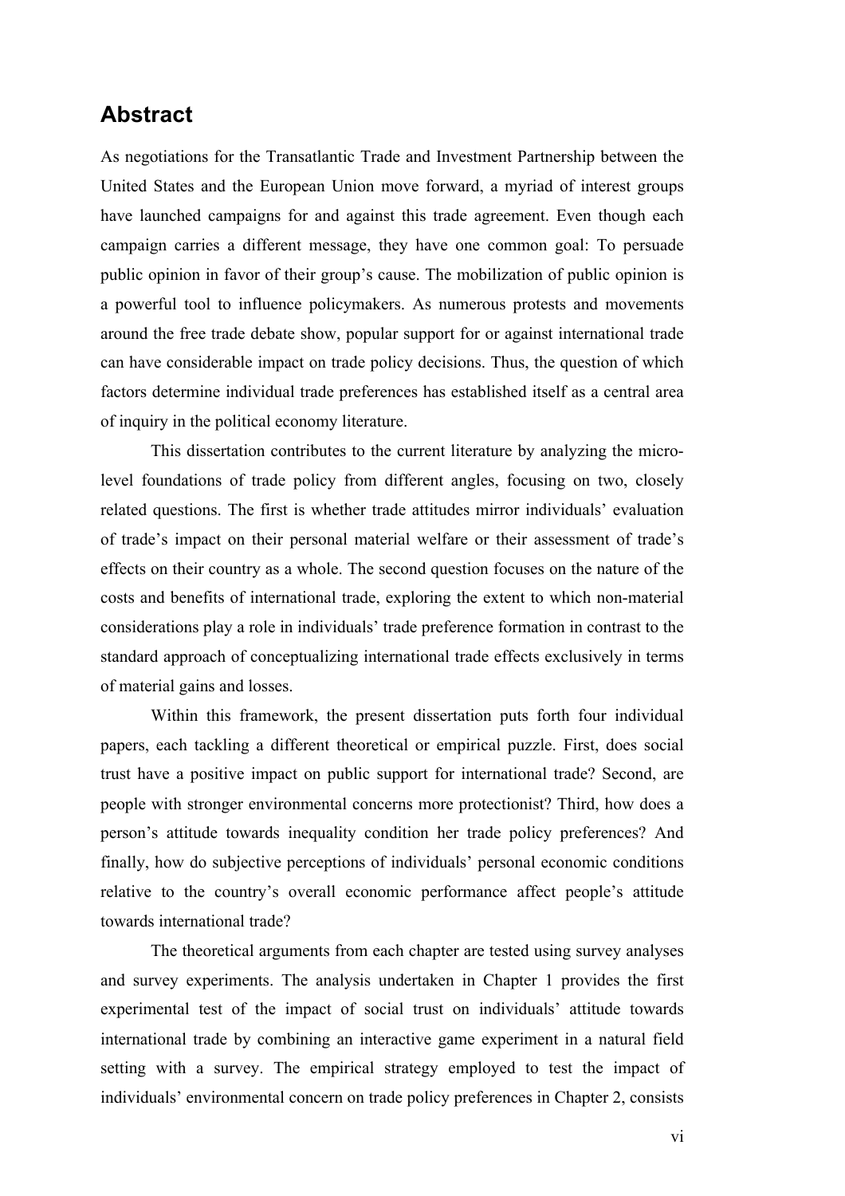## Abstract

As negotiations for the Transatlantic Trade and Investment Partnership between the United States and the European Union move forward, a myriad of interest groups have launched campaigns for and against this trade agreement. Even though each campaign carries a different message, they have one common goal: To persuade public opinion in favor of their group's cause. The mobilization of public opinion is a powerful tool to influence policymakers. As numerous protests and movements around the free trade debate show, popular support for or against international trade can have considerable impact on trade policy decisions. Thus, the question of which factors determine individual trade preferences has established itself as a central area of inquiry in the political economy literature.

This dissertation contributes to the current literature by analyzing the micro-level foundations of trade policy from different angles, focusing on two, closely related questions. The first is whether trade attitudes mirror individuals' evaluation of trade's impact on their personal material welfare or their assessment of trade's effects on their country as a whole. The second question focuses on the nature of the costs and benefits of international trade, exploring the extent to which non-material considerations play a role in individuals' trade preference formation in contrast to the standard approach of conceptualizing international trade effects exclusively in terms of material gains and losses.

Within this framework, the present dissertation puts forth four individual papers, each tackling a different theoretical or empirical puzzle. First, does social trust have a positive impact on public support for international trade? Second, are people with stronger environmental concerns more protectionist? Third, how does a person's attitude towards inequality condition her trade policy preferences? And finally, how do subjective perceptions of individuals' personal economic conditions relative to the country's overall economic performance affect people's attitude towards international trade?

The theoretical arguments from each chapter are tested using survey analyses and survey experiments. The analysis undertaken in Chapter 1 provides the first experimental test of the impact of social trust on individuals' attitude towards international trade by combining an interactive game experiment in a natural field setting with a survey. The empirical strategy employed to test the impact of individuals' environmental concern on trade policy preferences in Chapter 2, consists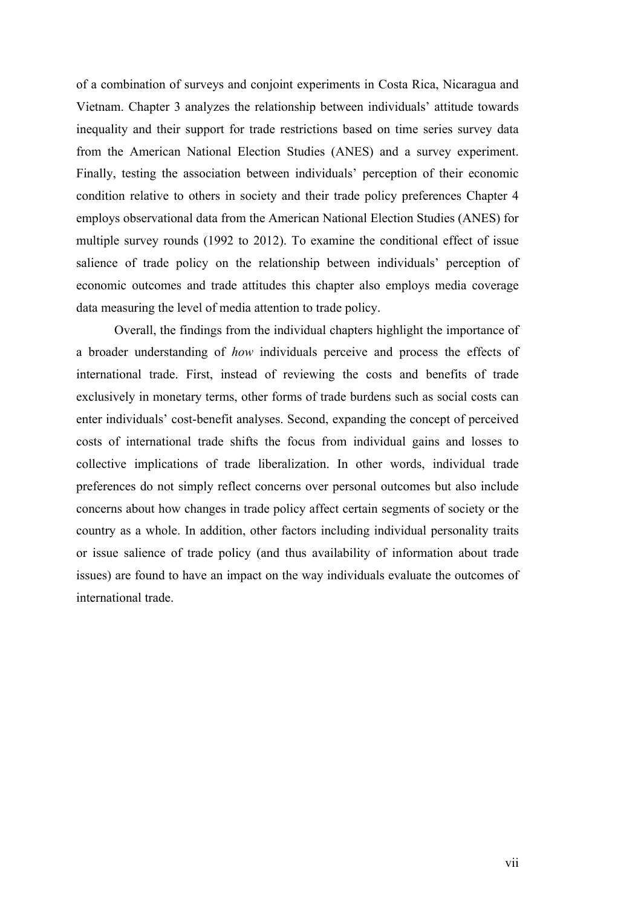of a combination of surveys and conjoint experiments in Costa Rica, Nicaragua and Vietnam. Chapter 3 analyzes the relationship between individuals' attitude towards inequality and their support for trade restrictions based on time series survey data from the American National Election Studies (ANES) and a survey experiment. Finally, testing the association between individuals' perception of their economic condition relative to others in society and their trade policy preferences Chapter 4 employs observational data from the American National Election Studies (ANES) for multiple survey rounds (1992 to 2012). To examine the conditional effect of issue salience of trade policy on the relationship between individuals' perception of economic outcomes and trade attitudes this chapter also employs media coverage data measuring the level of media attention to trade policy.

Overall, the findings from the individual chapters highlight the importance of a broader understanding of *how* individuals perceive and process the effects of international trade. First, instead of reviewing the costs and benefits of trade exclusively in monetary terms, other forms of trade burdens such as social costs can enter individuals' cost-benefit analyses. Second, expanding the concept of perceived costs of international trade shifts the focus from individual gains and losses to collective implications of trade liberalization. In other words, individual trade preferences do not simply reflect concerns over personal outcomes but also include concerns about how changes in trade policy affect certain segments of society or the country as a whole. In addition, other factors including individual personality traits or issue salience of trade policy (and thus availability of information about trade issues) are found to have an impact on the way individuals evaluate the outcomes of international trade.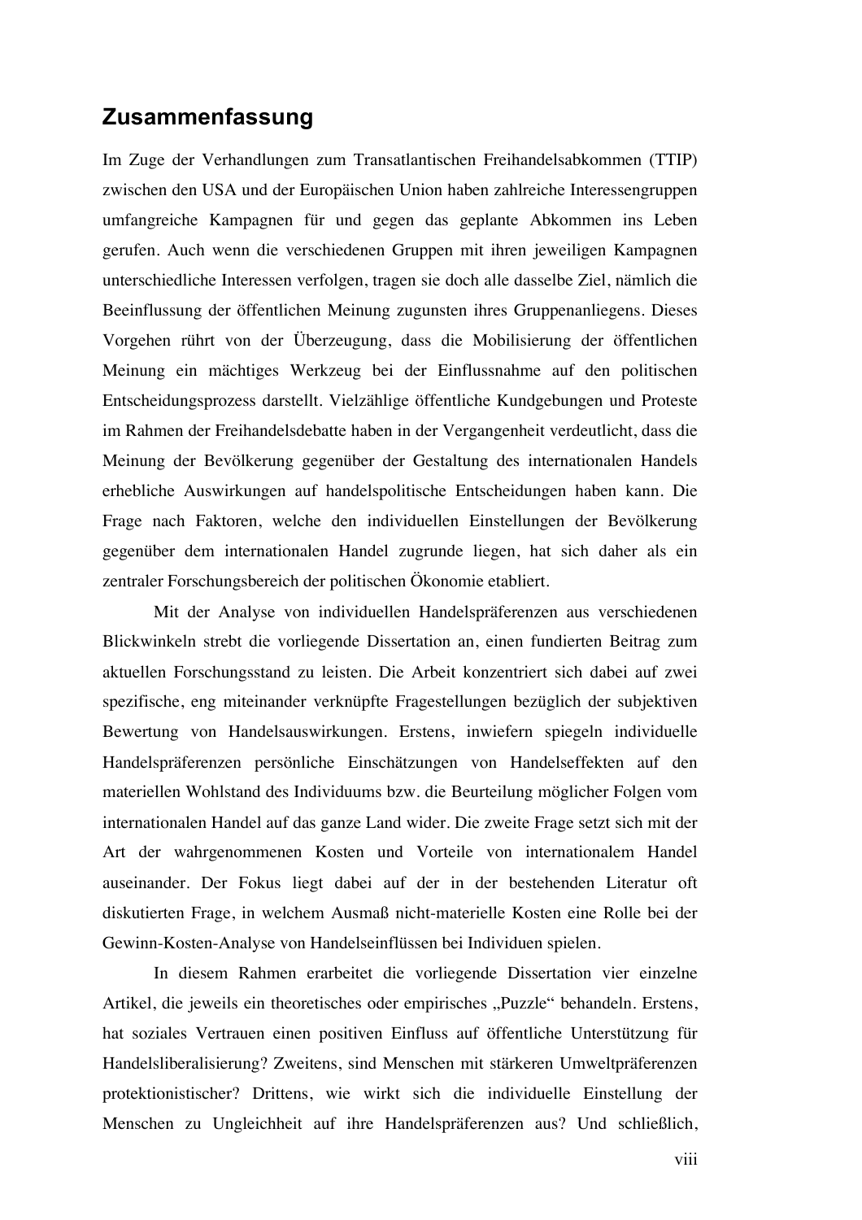## Zusammenfassung

Im Zuge der Verhandlungen zum Transatlantischen Freihandelsabkommen (TTIP) zwischen den USA und der Europäischen Union haben zahlreiche Interessengruppen umfangreiche Kampagnen für und gegen das geplante Abkommen ins Leben gerufen. Auch wenn die verschiedenen Gruppen mit ihren jeweiligen Kampagnen unterschiedliche Interessen verfolgen, tragen sie doch alle dasselbe Ziel, nämlich die Beeinflussung der öffentlichen Meinung zugunsten ihres Gruppenanliegens. Dieses Vorgehen rührt von der Überzeugung, dass die Mobilisierung der öffentlichen Meinung ein mächtiges Werkzeug bei der Einflussnahme auf den politischen Entscheidungsprozess darstellt. Vielzählige öffentliche Kundgebungen und Proteste im Rahmen der Freihandelsdebatte haben in der Vergangenheit verdeutlicht, dass die Meinung der Bevölkerung gegenüber der Gestaltung des internationalen Handels erhebliche Auswirkungen auf handelspolitische Entscheidungen haben kann. Die Frage nach Faktoren, welche den individuellen Einstellungen der Bevölkerung gegenüber dem internationalen Handel zugrunde liegen, hat sich daher als ein zentraler Forschungsbereich der politischen Ökonomie etabliert.

Mit der Analyse von individuellen Handelspräferenzen aus verschiedenen Blickwinkeln strebt die vorliegende Dissertation an, einen fundierten Beitrag zum aktuellen Forschungsstand zu leisten. Die Arbeit konzentriert sich dabei auf zwei spezifische, eng miteinander verknüpfte Fragestellungen bezüglich der subjektiven Bewertung von Handelsauswirkungen. Erstens, inwiefern spiegeln individuelle Handelspräferenzen persönliche Einschätzungen von Handelseffekten auf den materiellen Wohlstand des Individuums bzw. die Beurteilung möglicher Folgen vom internationalen Handel auf das ganze Land wider. Die zweite Frage setzt sich mit der Art der wahrgenommenen Kosten und Vorteile von internationalem Handel auseinander. Der Fokus liegt dabei auf der in der bestehenden Literatur oft diskutierten Frage, in welchem Ausmaß nicht-materielle Kosten eine Rolle bei der Gewinn-Kosten-Analyse von Handelseinflüssen bei Individuen spielen.

In diesem Rahmen erarbeitet die vorliegende Dissertation vier einzelne Artikel, die jeweils ein theoretisches oder empirisches „Puzzle" behandeln. Erstens, hat soziales Vertrauen einen positiven Einfluss auf öffentliche Unterstützung für Handelsliberalisierung? Zweitens, sind Menschen mit stärkeren Umweltpräferenzen protektionistischer? Drittens, wie wirkt sich die individuelle Einstellung der Menschen zu Ungleichheit auf ihre Handelspräferenzen aus? Und schließlich,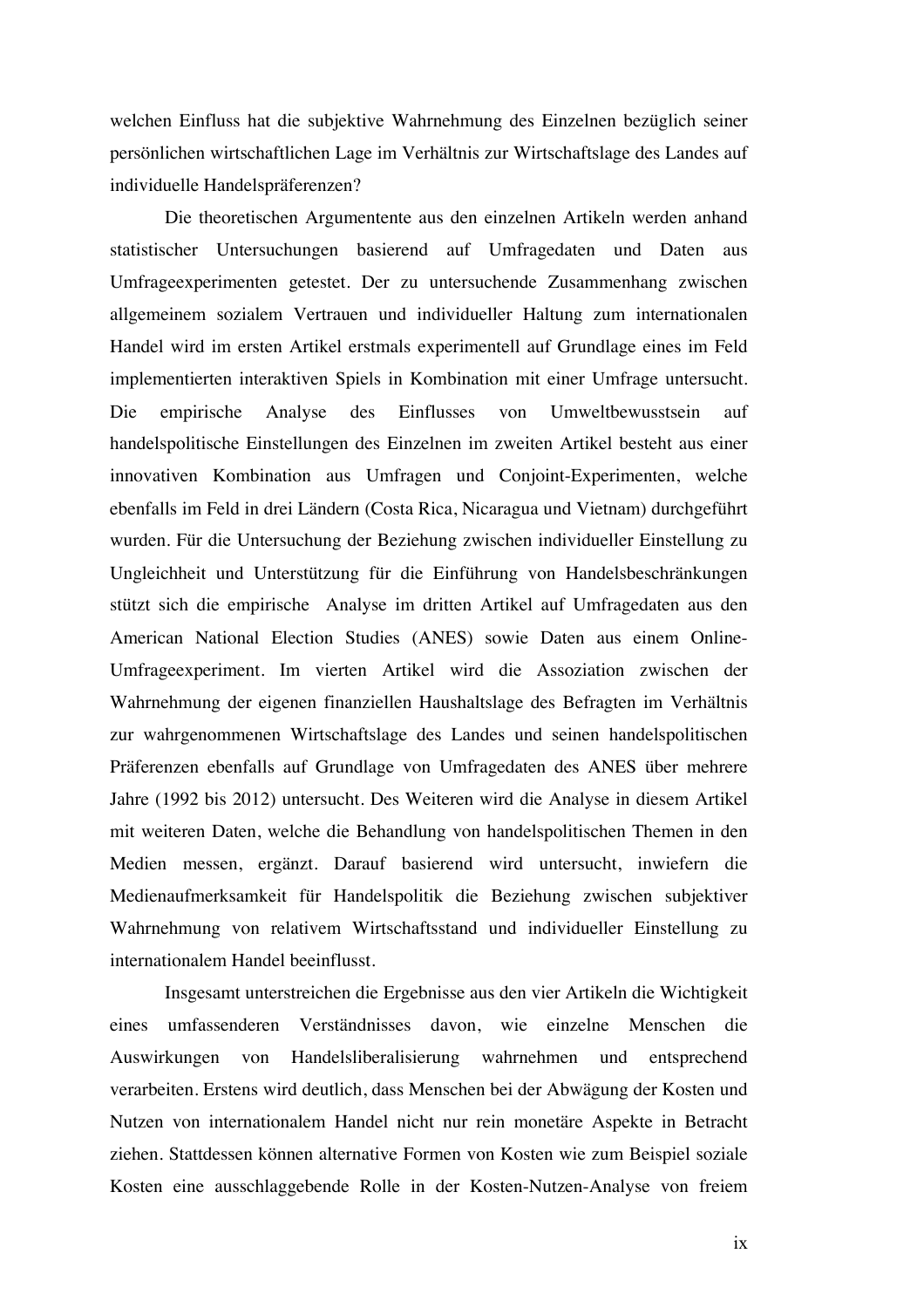welchen Einfluss hat die subjektive Wahrnehmung des Einzelnen bezüglich seiner persönlichen wirtschaftlichen Lage im Verhältnis zur Wirtschaftslage des Landes auf individuelle Handelspräferenzen?

Die theoretischen Argumentente aus den einzelnen Artikeln werden anhand statistischer Untersuchungen basierend auf Umfragedaten und Daten aus Umfrageexperimenten getestet. Der zu untersuchende Zusammenhang zwischen allgemeinem sozialem Vertrauen und individueller Haltung zum internationalen Handel wird im ersten Artikel erstmals experimentell auf Grundlage eines im Feld implementierten interaktiven Spiels in Kombination mit einer Umfrage untersucht. Die empirische Analyse des Einflusses von Umweltbewusstsein auf handelspolitische Einstellungen des Einzelnen im zweiten Artikel besteht aus einer innovativen Kombination aus Umfragen und Conjoint-Experimenten, welche ebenfalls im Feld in drei Ländern (Costa Rica, Nicaragua und Vietnam) durchgeführt wurden. Für die Untersuchung der Beziehung zwischen individueller Einstellung zu Ungleichheit und Unterstützung für die Einführung von Handelsbeschränkungen stützt sich die empirische Analyse im dritten Artikel auf Umfragedaten aus den American National Election Studies (ANES) sowie Daten aus einem Online-Umfrageexperiment. Im vierten Artikel wird die Assoziation zwischen der Wahrnehmung der eigenen finanziellen Haushaltslage des Befragten im Verhältnis zur wahrgenommenen Wirtschaftslage des Landes und seinen handelspolitischen Präferenzen ebenfalls auf Grundlage von Umfragedaten des ANES über mehrere Jahre (1992 bis 2012) untersucht. Des Weiteren wird die Analyse in diesem Artikel mit weiteren Daten, welche die Behandlung von handelspolitischen Themen in den Medien messen, ergänzt. Darauf basierend wird untersucht, inwiefern die Medienaufmerksamkeit für Handelspolitik die Beziehung zwischen subjektiver Wahrnehmung von relativem Wirtschaftsstand und individueller Einstellung zu internationalem Handel beeinflusst.

Insgesamt unterstreichen die Ergebnisse aus den vier Artikeln die Wichtigkeit eines umfassenderen Verständnisses davon, wie einzelne Menschen die Auswirkungen von Handelsliberalisierung wahrnehmen und entsprechend verarbeiten. Erstens wird deutlich, dass Menschen bei der Abwägung der Kosten und Nutzen von internationalem Handel nicht nur rein monetäre Aspekte in Betracht ziehen. Stattdessen können alternative Formen von Kosten wie zum Beispiel soziale Kosten eine ausschlaggebende Rolle in der Kosten-Nutzen-Analyse von freiem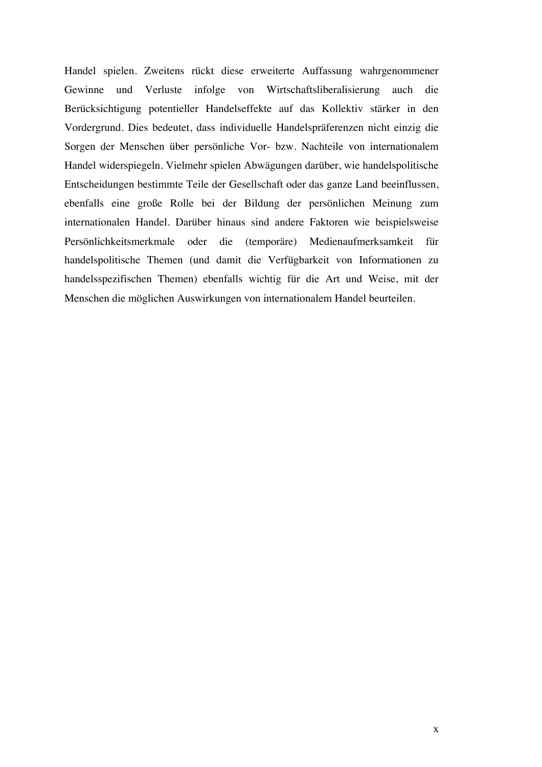Handel spielen. Zweitens rückt diese erweiterte Auffassung wahrgenommener Gewinne und Verluste infolge von Wirtschaftsliberalisierung auch die Berücksichtigung potentieller Handelseffekte auf das Kollektiv stärker in den Vordergrund. Dies bedeutet, dass individuelle Handelspräferenzen nicht einzig die Sorgen der Menschen über persönliche Vor- bzw. Nachteile von internationalem Handel widerspiegeln. Vielmehr spielen Abwägungen darüber, wie handelspolitische Entscheidungen bestimmte Teile der Gesellschaft oder das ganze Land beeinflussen, ebenfalls eine große Rolle bei der Bildung der persönlichen Meinung zum internationalen Handel. Darüber hinaus sind andere Faktoren wie beispielsweise Persönlichkeitsmerkmale oder die (temporäre) Medienaufmerksamkeit für handelspolitische Themen (und damit die Verfügbarkeit von Informationen zu handelsspezifischen Themen) ebenfalls wichtig für die Art und Weise, mit der Menschen die möglichen Auswirkungen von internationalem Handel beurteilen.